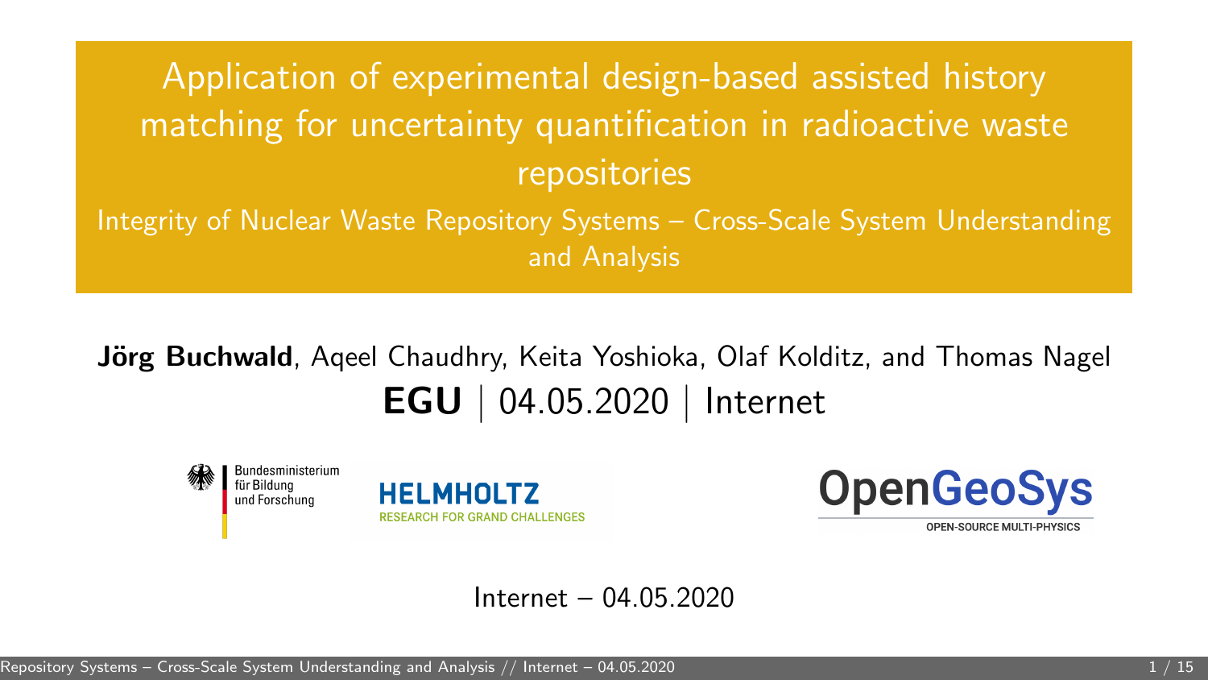# Application of experimental design-based assisted history matching for uncertainty quantification in radioactive waste repositories

## Integrity of Nuclear Waste Repository Systems – Cross-Scale System Understanding and Analysis

**Jörg Buchwald**, Aqeel Chaudhry, Keita Yoshioka, Olaf Kolditz, and Thomas Nagel

**EGU** | 04.05.2020 | Internet

Bundesministerium für Bildung und Forschung

HELMHOLTZ RESEARCH FOR GRAND CHALLENGES

OpenGeoSys OPEN-SOURCE MULTI-PHYSICS

Internet – 04.05.2020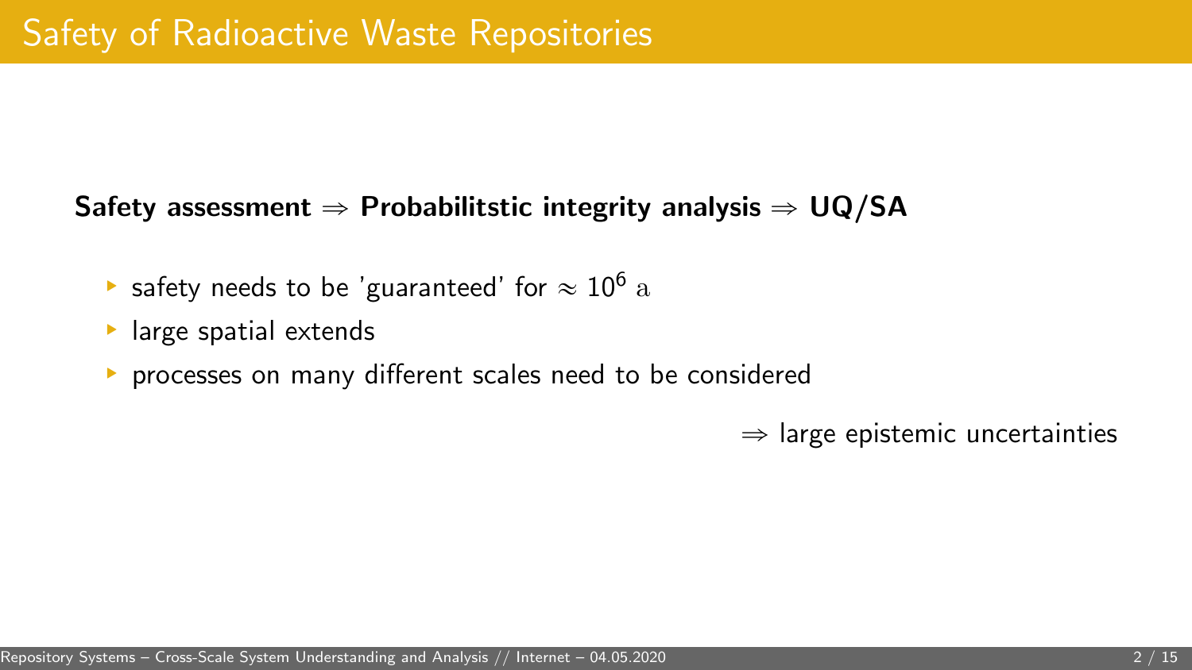# Safety of Radioactive Waste Repositories

**Safety assessment $\Rightarrow$ Probabilitstic integrity analysis $\Rightarrow$ UQ/SA**

- safety needs to be 'guaranteed' for $\approx 10^6$ $\mathrm{a}$
- large spatial extends
- processes on many different scales need to be considered

$\Rightarrow$ large epistemic uncertainties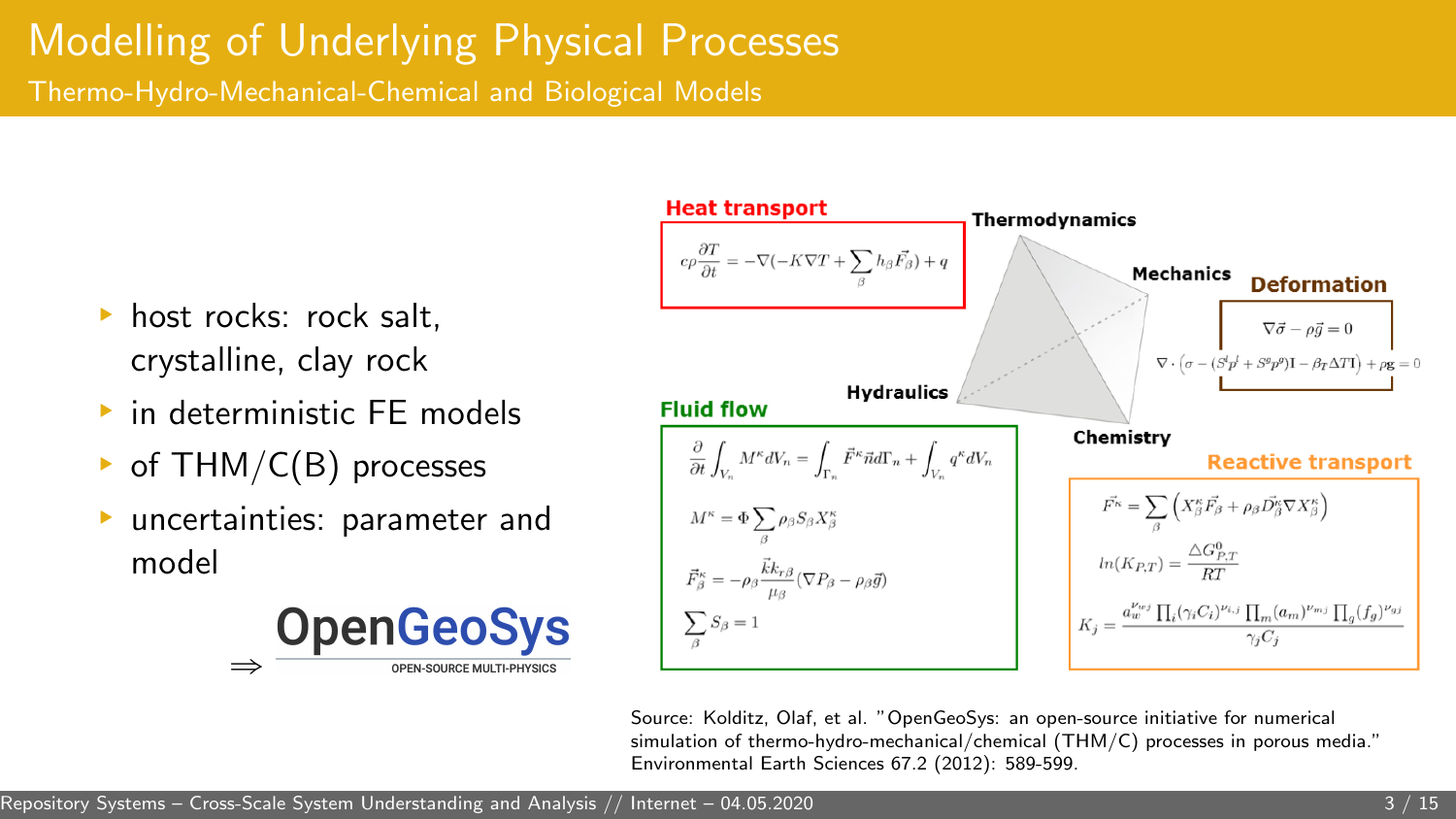# Modelling of Underlying Physical Processes

## Thermo-Hydro-Mechanical-Chemical and Biological Models

- host rocks: rock salt, crystalline, clay rock
- in deterministic FE models
- of THM/C(B) processes
- uncertainties: parameter and model

$\Rightarrow$ **OpenGeoSys** OPEN-SOURCE MULTI-PHYSICS

**Heat transport**

$$c\rho\frac{\partial T}{\partial t} = -\nabla(-K\nabla T + \sum_\beta h_\beta \vec{F}_\beta) + q$$

Thermodynamics

Mechanics

Hydraulics

Chemistry

**Deformation**

$$\nabla\vec{\sigma} - \rho\vec{g} = 0$$

$$\nabla \cdot \left(\sigma - (S^l p^l + S^g p^g)\mathbf{I} - \beta_T \Delta T \mathbf{I}\right) + \rho\mathbf{g} = 0$$

**Fluid flow**

$$\frac{\partial}{\partial t}\int_{V_n} M^\kappa dV_n = \int_{\Gamma_n} \vec{F}^\kappa \vec{n} d\Gamma_n + \int_{V_n} q^\kappa dV_n$$

$$M^\kappa = \Phi \sum_\beta \rho_\beta S_\beta X_\beta^\kappa$$

$$\vec{F}_\beta^\kappa = -\rho_\beta \frac{\vec{k} k_{r\beta}}{\mu_\beta}(\nabla P_\beta - \rho_\beta \vec{g})$$

$$\sum_\beta S_\beta = 1$$

**Reactive transport**

$$\vec{F^\kappa} = \sum_\beta \left(X_\beta^\kappa \vec{F}_\beta + \rho_\beta \vec{D}_\beta^\kappa \nabla X_\beta^\kappa\right)$$

$$ln(K_{P,T}) = \frac{\triangle G^0_{P,T}}{RT}$$

$$K_j = \frac{a_w^{\nu_{wj}} \prod_i (\gamma_i C_i)^{\nu_{ij}} \prod_m (a_m)^{\nu_{mj}} \prod_g (f_g)^{\nu_{gj}}}{\gamma_j C_j}$$

Source: Kolditz, Olaf, et al. "OpenGeoSys: an open-source initiative for numerical simulation of thermo-hydro-mechanical/chemical (THM/C) processes in porous media." Environmental Earth Sciences 67.2 (2012): 589-599.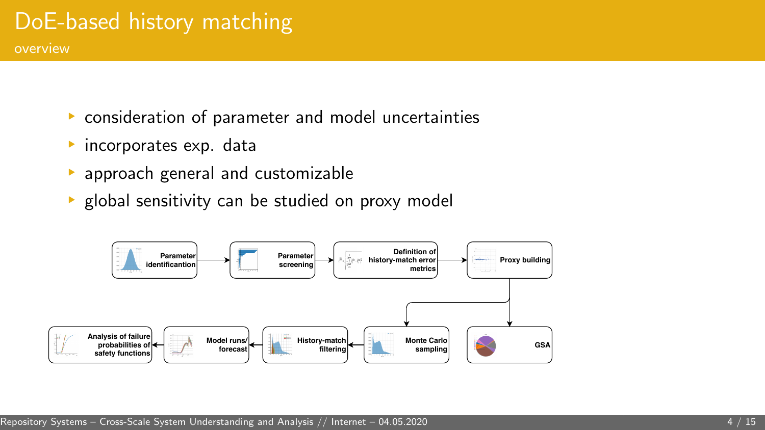# DoE-based history matching

## overview

- consideration of parameter and model uncertainties
- incorporates exp. data
- approach general and customizable
- global sensitivity can be studied on proxy model

Parameter identificantion → Parameter screening → Definition of history-match error metrics → Proxy building → Monte Carlo sampling / GSA

Monte Carlo sampling → History-match filtering → Model runs/ forecast → Analysis of failure probabilities of safety functions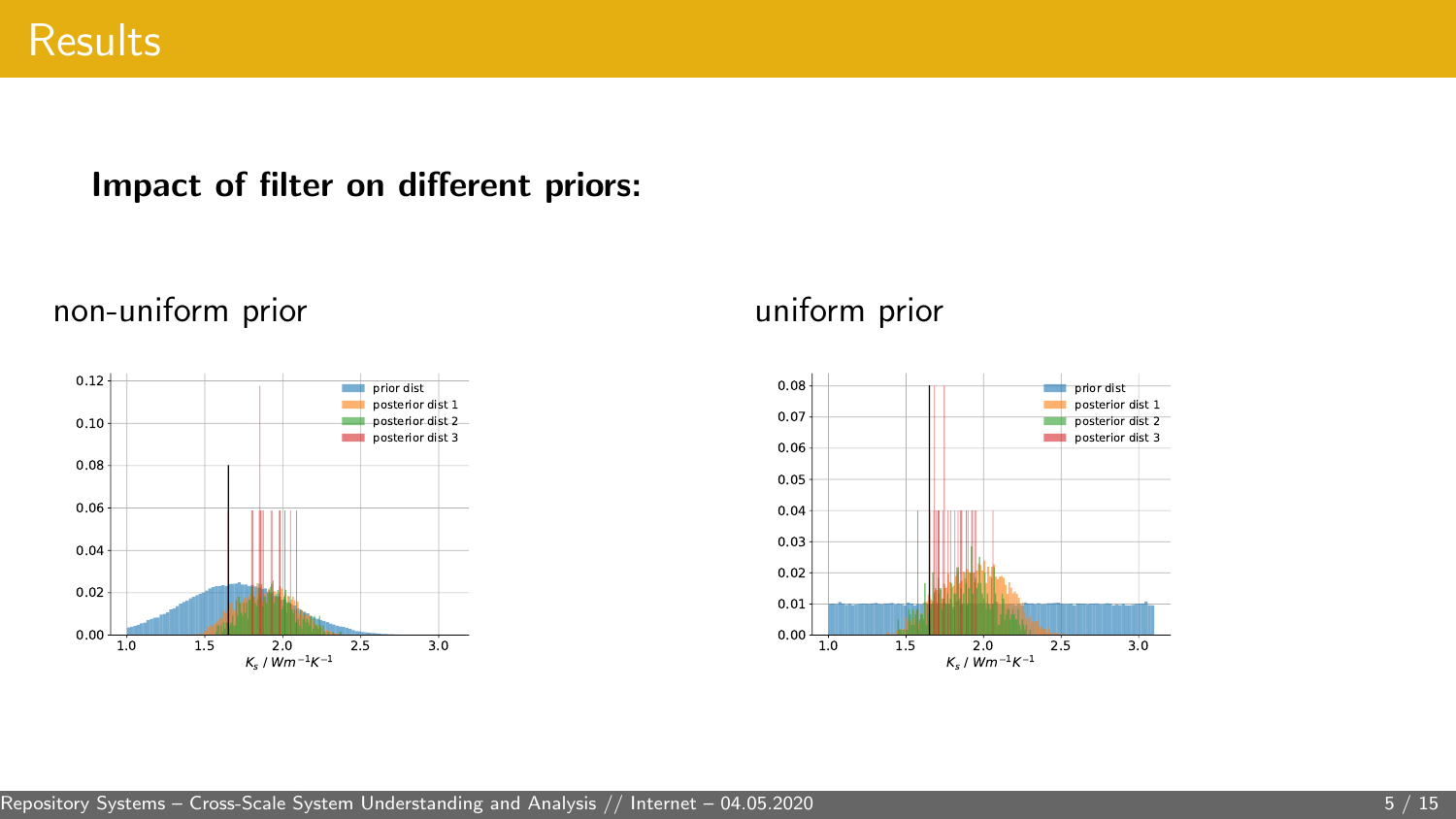# Results

**Impact of filter on different priors:**

non-uniform prior

uniform prior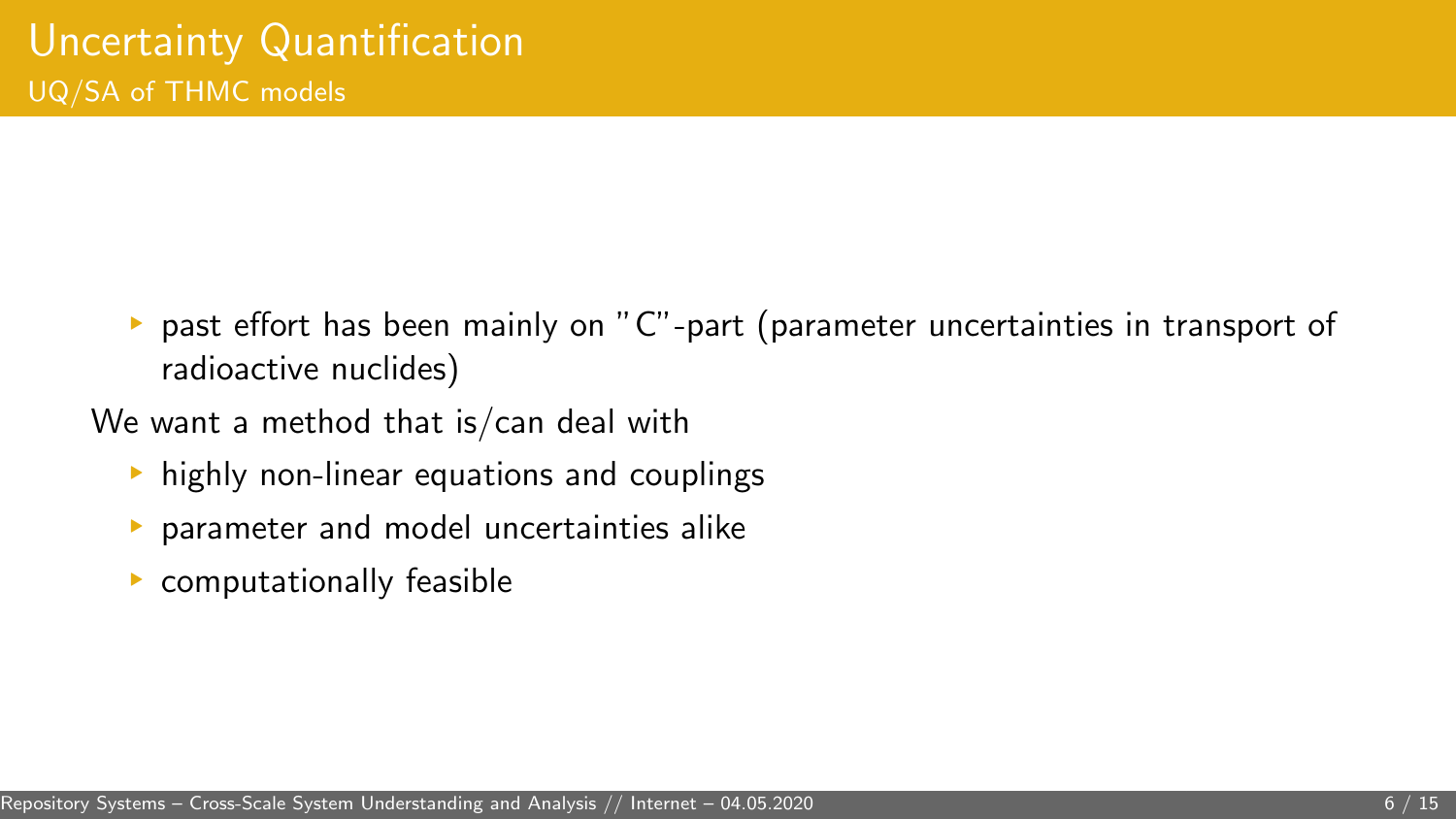# Uncertainty Quantification

## UQ/SA of THMC models

- past effort has been mainly on "C"-part (parameter uncertainties in transport of radioactive nuclides)

We want a method that is/can deal with

- highly non-linear equations and couplings
- parameter and model uncertainties alike
- computationally feasible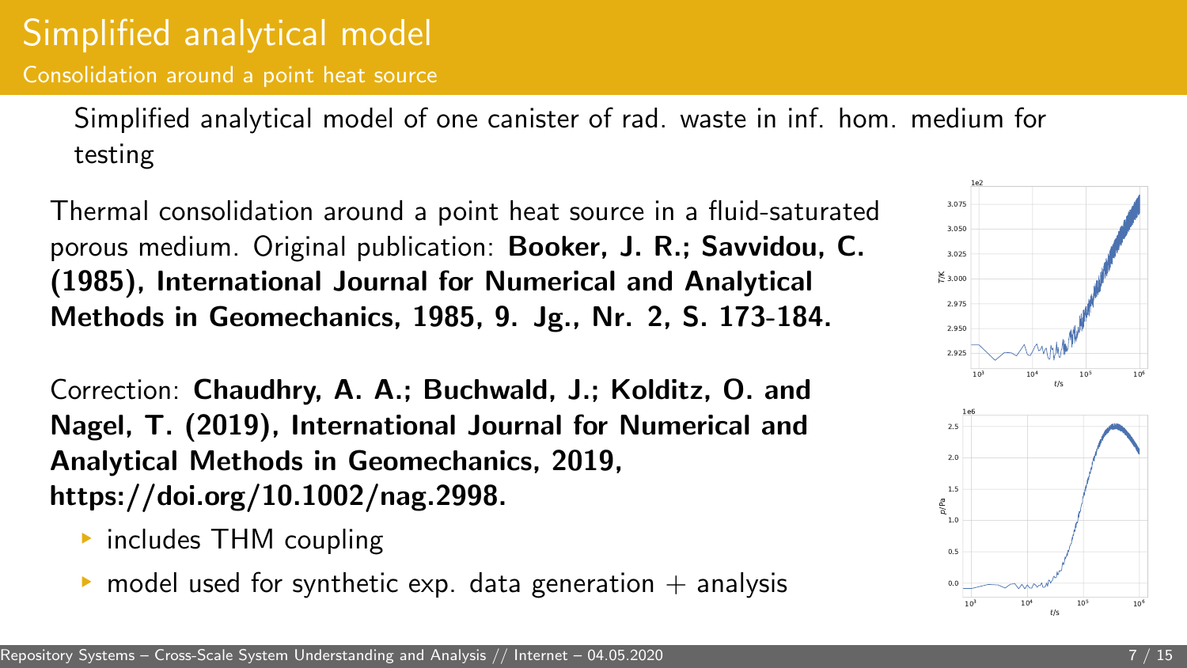# Simplified analytical model

## Consolidation around a point heat source

Simplified analytical model of one canister of rad. waste in inf. hom. medium for testing

Thermal consolidation around a point heat source in a fluid-saturated porous medium. Original publication: **Booker, J. R.; Savvidou, C. (1985), International Journal for Numerical and Analytical Methods in Geomechanics, 1985, 9. Jg., Nr. 2, S. 173-184.**

Correction: **Chaudhry, A. A.; Buchwald, J.; Kolditz, O. and Nagel, T. (2019), International Journal for Numerical and Analytical Methods in Geomechanics, 2019, https://doi.org/10.1002/nag.2998.**

- includes THM coupling
- model used for synthetic exp. data generation + analysis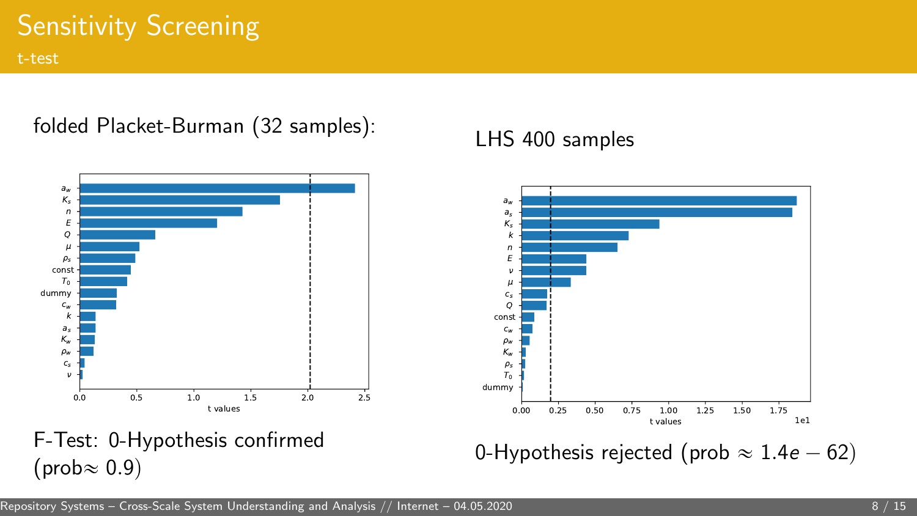# Sensitivity Screening

## t-test

folded Placket-Burman (32 samples):

F-Test: 0-Hypothesis confirmed (prob≈ 0.9)

LHS 400 samples

0-Hypothesis rejected (prob ≈ $1.4e-62$)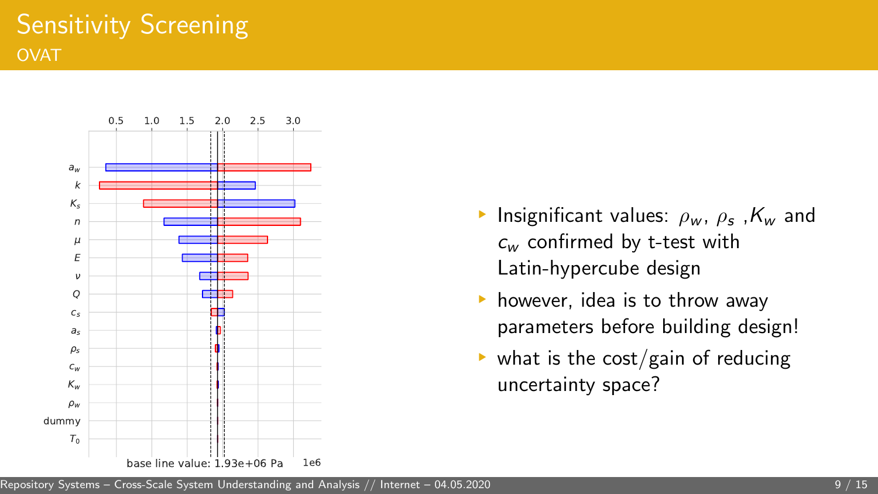# Sensitivity Screening

## OVAT

- Insignificant values: $\rho_w$, $\rho_s$ ,$K_w$ and $c_w$ confirmed by t-test with Latin-hypercube design
- however, idea is to throw away parameters before building design!
- what is the cost/gain of reducing uncertainty space?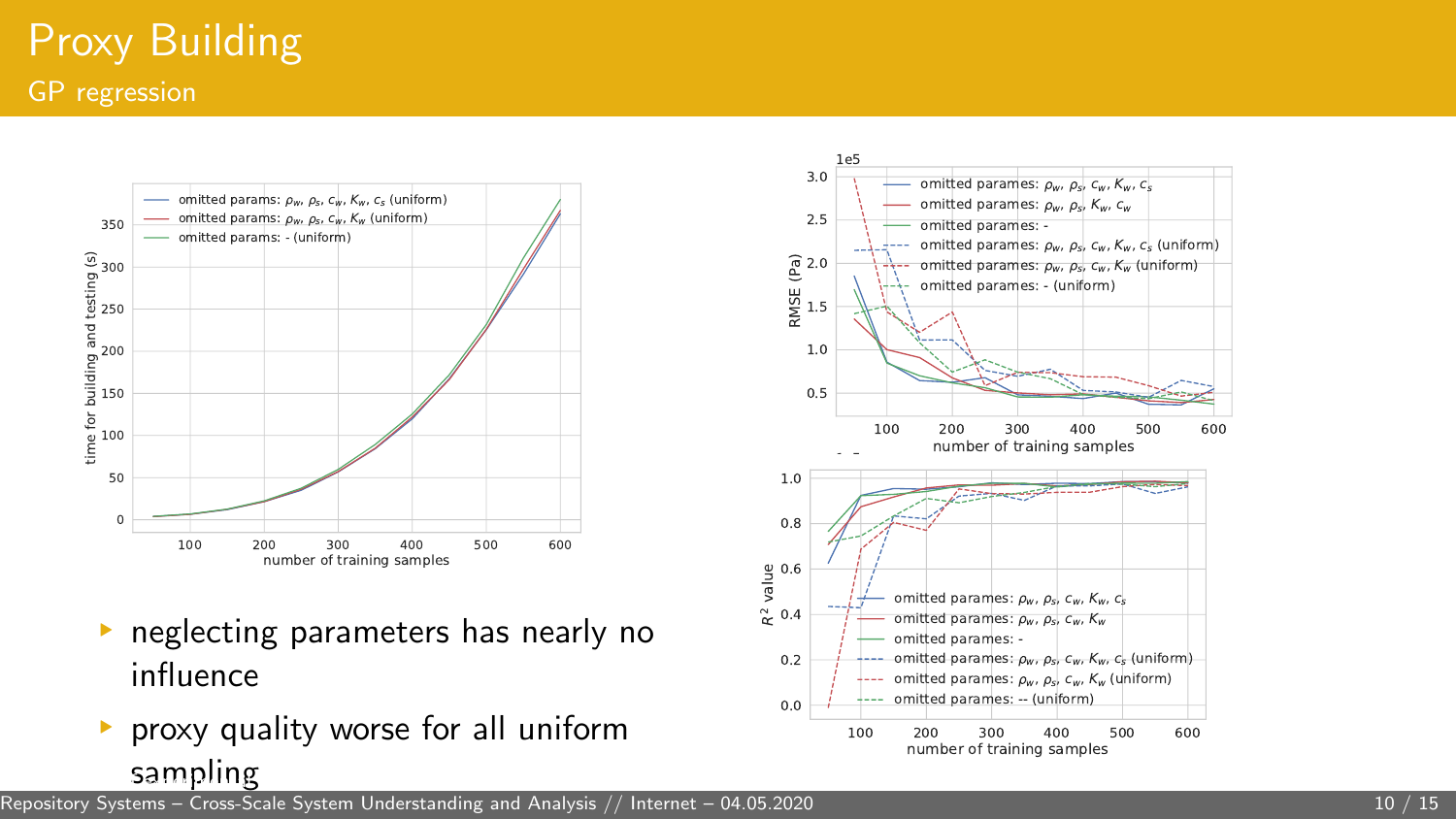# Proxy Building

## GP regression

- neglecting parameters has nearly no influence
- proxy quality worse for all uniform sampling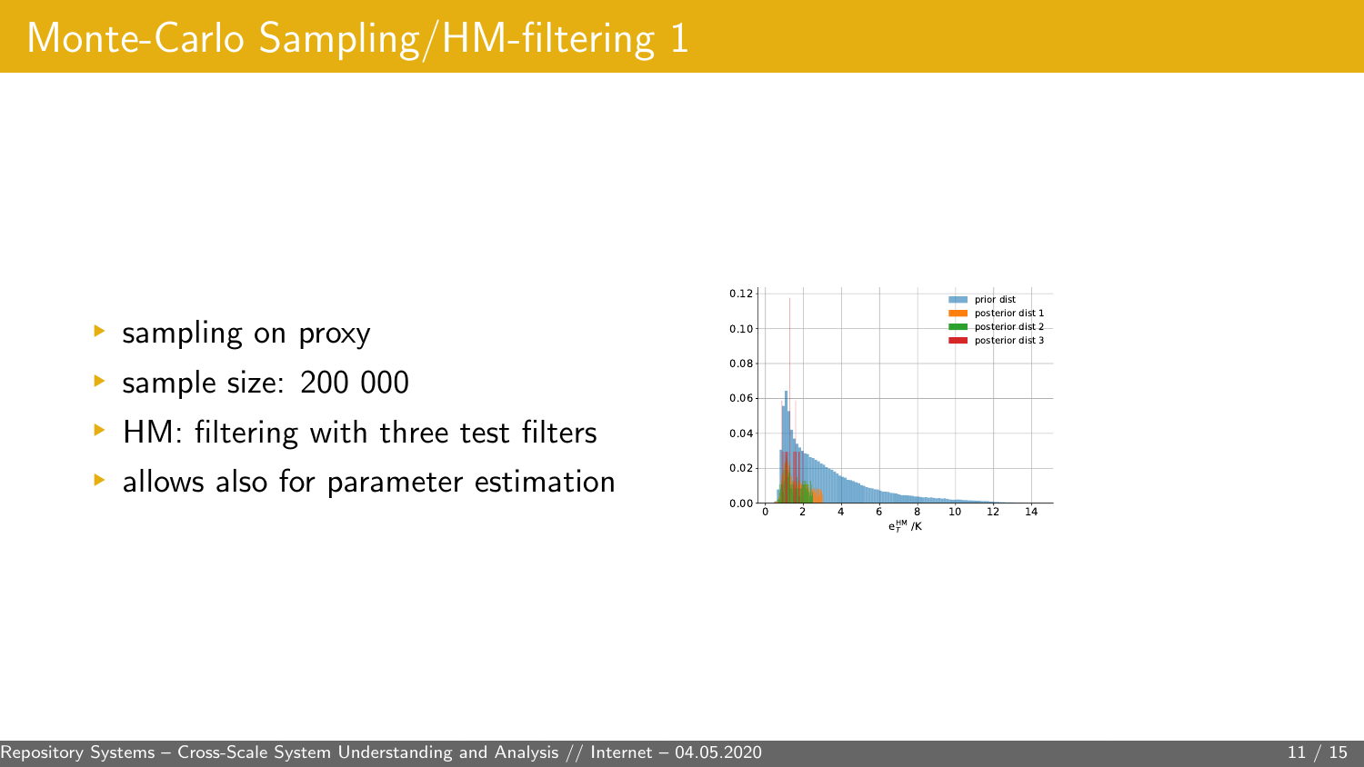# Monte-Carlo Sampling/HM-filtering 1

- sampling on proxy
- sample size: 200 000
- HM: filtering with three test filters
- allows also for parameter estimation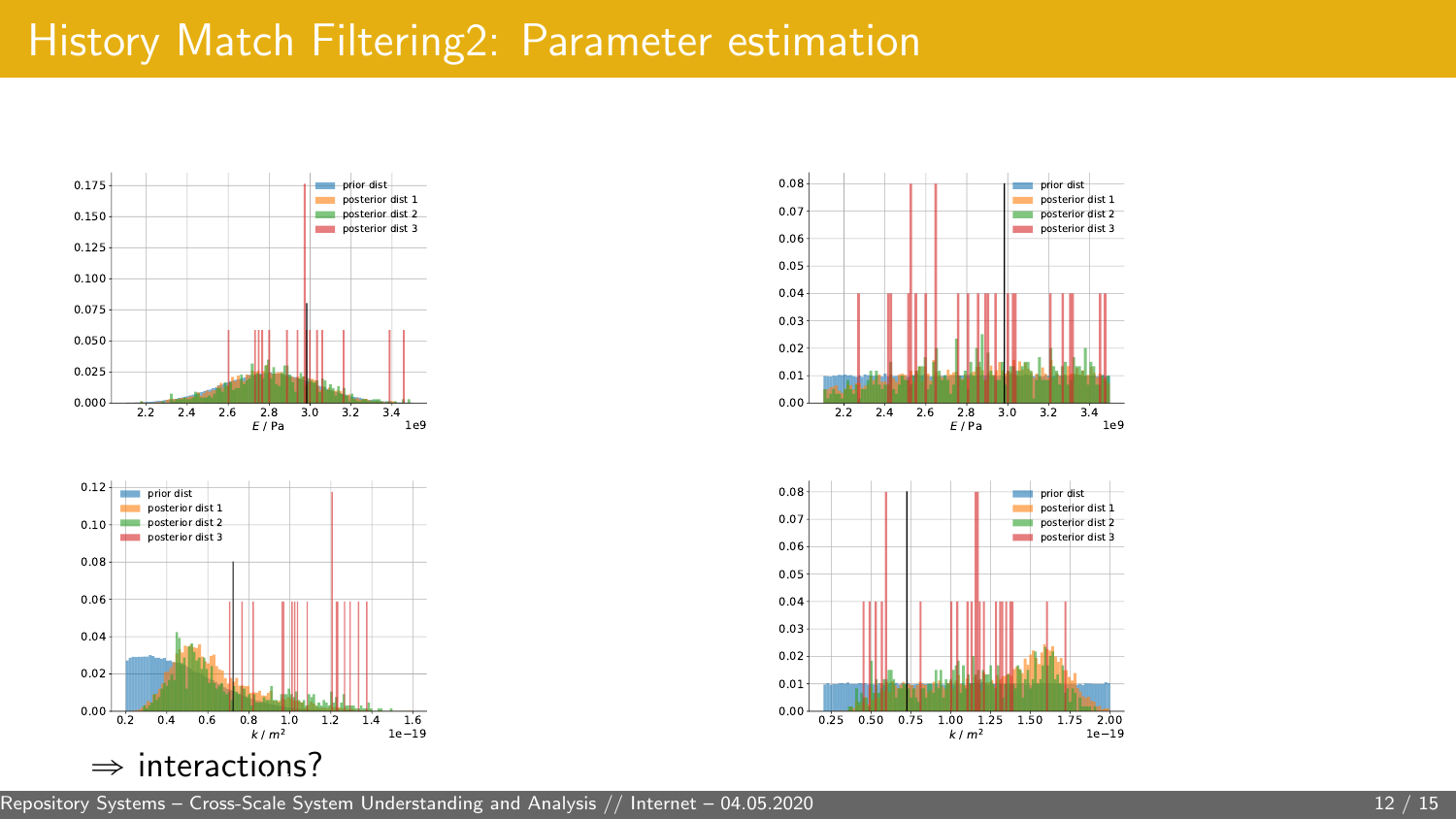# History Match Filtering2: Parameter estimation

$\Rightarrow$ interactions?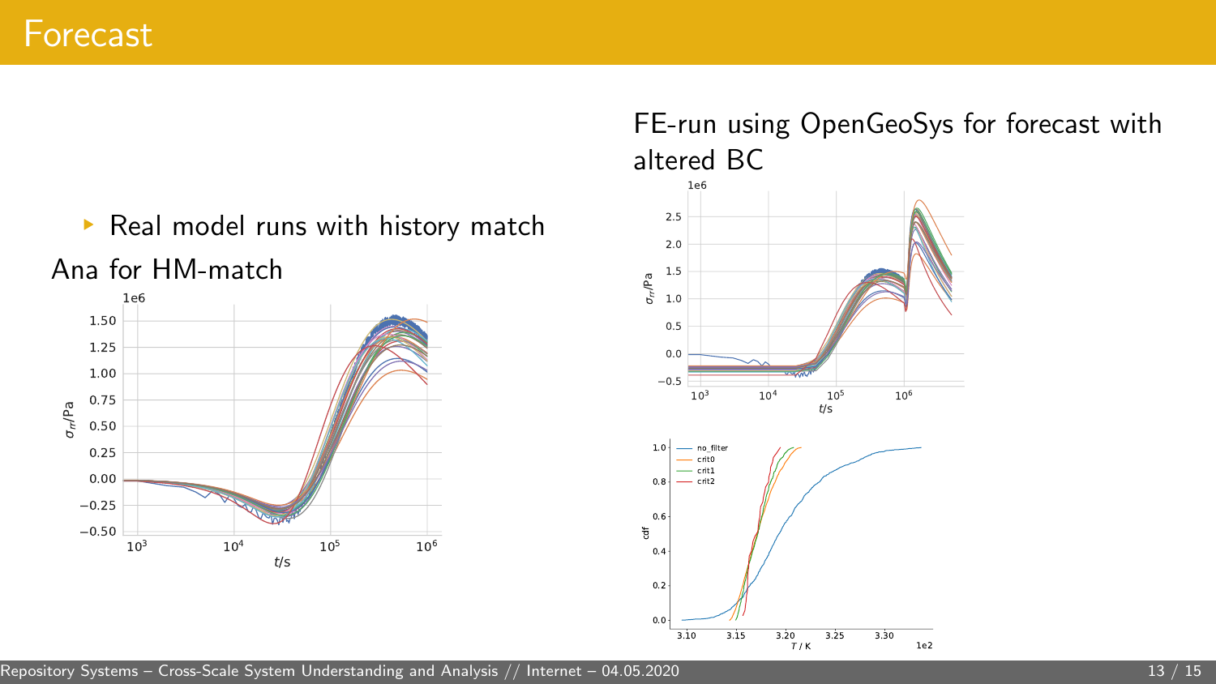# Forecast

- Real model runs with history match

Ana for HM-match

FE-run using OpenGeoSys for forecast with altered BC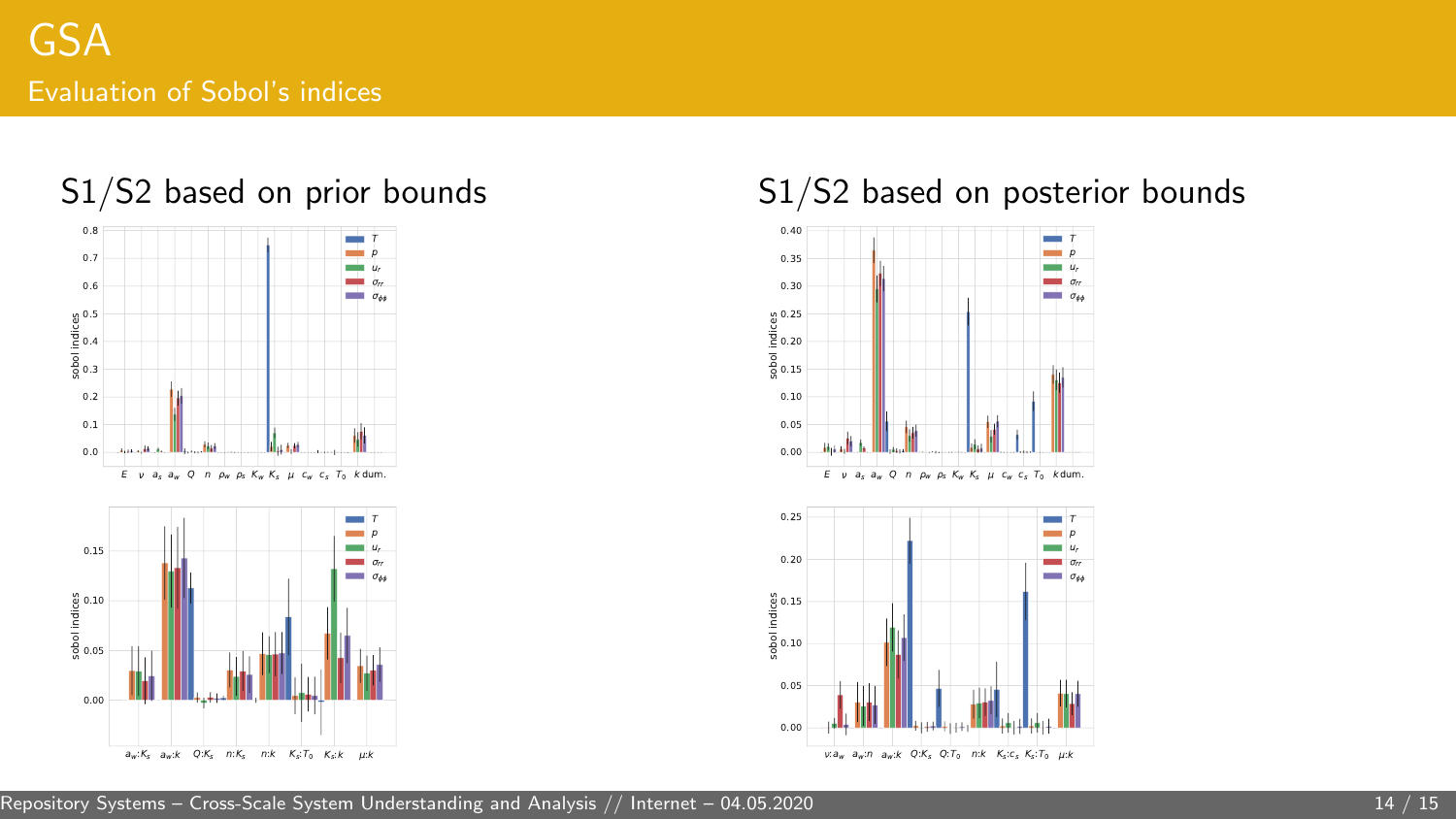# GSA

## Evaluation of Sobol's indices

### S1/S2 based on prior bounds

### S1/S2 based on posterior bounds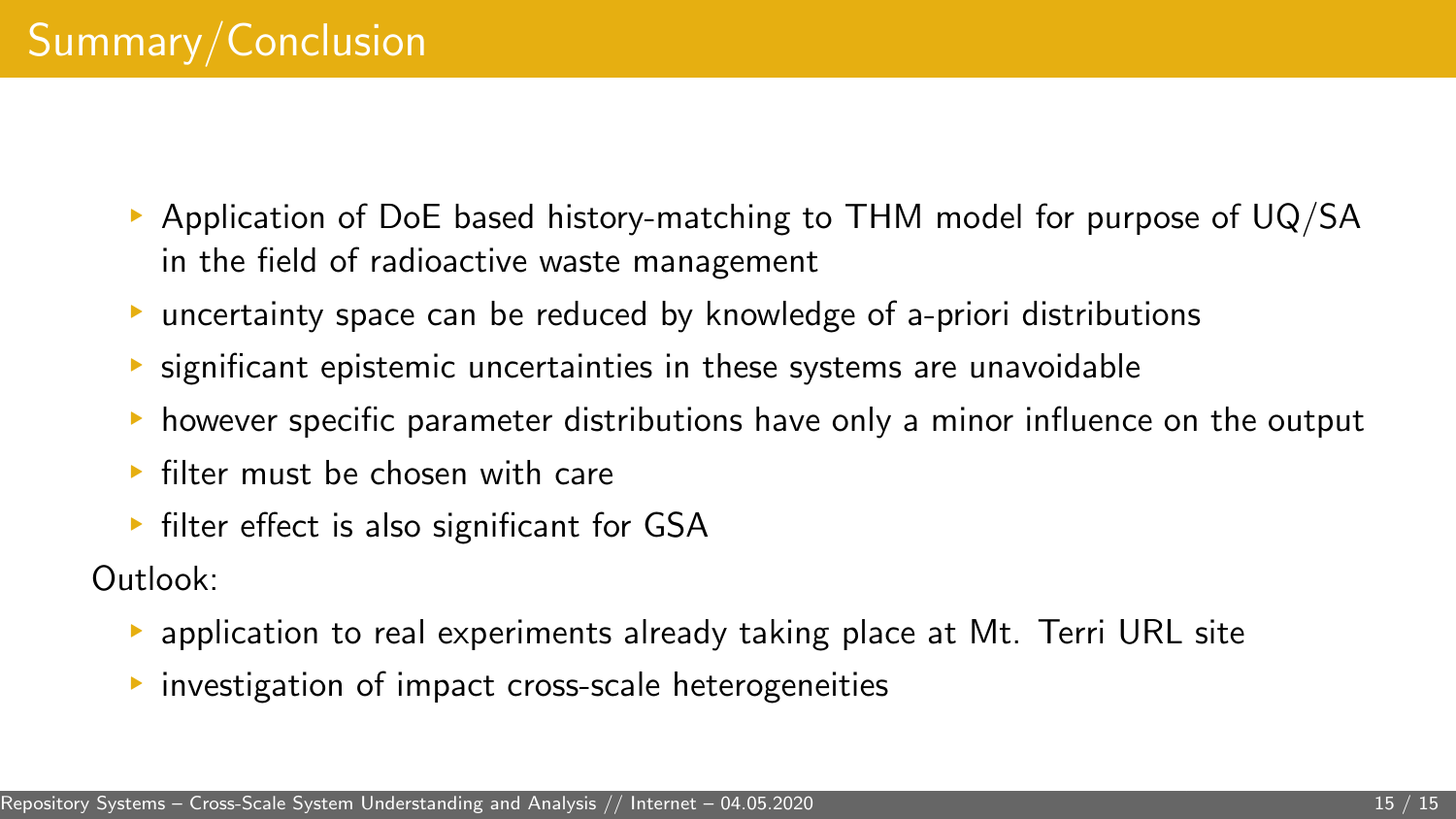# Summary/Conclusion

- Application of DoE based history-matching to THM model for purpose of UQ/SA in the field of radioactive waste management
- uncertainty space can be reduced by knowledge of a-priori distributions
- significant epistemic uncertainties in these systems are unavoidable
- however specific parameter distributions have only a minor influence on the output
- filter must be chosen with care
- filter effect is also significant for GSA

Outlook:

- application to real experiments already taking place at Mt. Terri URL site
- investigation of impact cross-scale heterogeneities